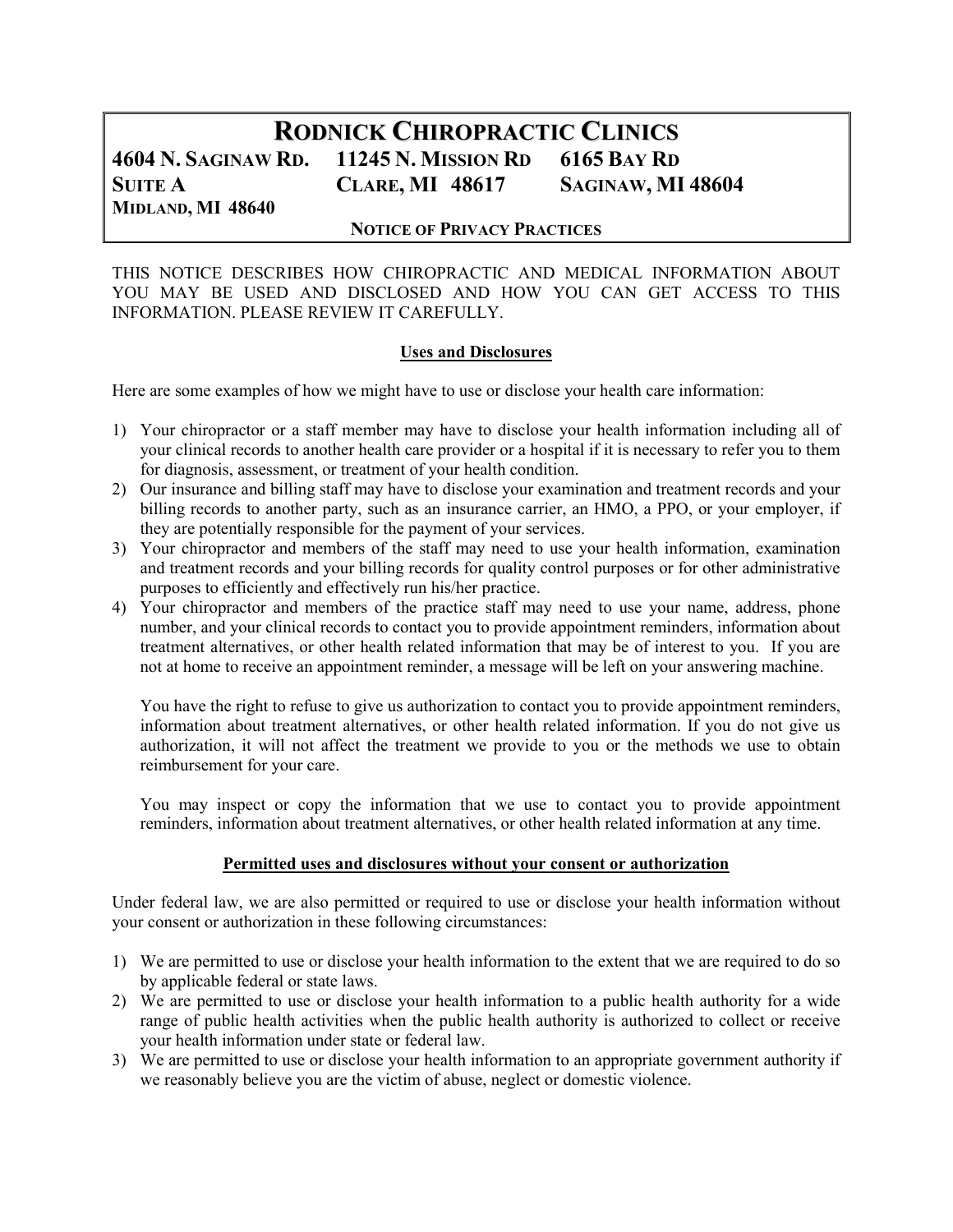# RODNICK CHIROPRACTIC CLINICS

**4604 N. SAGINAW RD.** **SUITE A** **MIDLAND, MI 48640**

**11245 N. MISSION RD** **CLARE, MI 48617**

**6165 BAY RD** **SAGINAW, MI 48604**

**NOTICE OF PRIVACY PRACTICES**

THIS NOTICE DESCRIBES HOW CHIROPRACTIC AND MEDICAL INFORMATION ABOUT YOU MAY BE USED AND DISCLOSED AND HOW YOU CAN GET ACCESS TO THIS INFORMATION. PLEASE REVIEW IT CAREFULLY.

## Uses and Disclosures

Here are some examples of how we might have to use or disclose your health care information:

1) Your chiropractor or a staff member may have to disclose your health information including all of your clinical records to another health care provider or a hospital if it is necessary to refer you to them for diagnosis, assessment, or treatment of your health condition.
2) Our insurance and billing staff may have to disclose your examination and treatment records and your billing records to another party, such as an insurance carrier, an HMO, a PPO, or your employer, if they are potentially responsible for the payment of your services.
3) Your chiropractor and members of the staff may need to use your health information, examination and treatment records and your billing records for quality control purposes or for other administrative purposes to efficiently and effectively run his/her practice.
4) Your chiropractor and members of the practice staff may need to use your name, address, phone number, and your clinical records to contact you to provide appointment reminders, information about treatment alternatives, or other health related information that may be of interest to you. If you are not at home to receive an appointment reminder, a message will be left on your answering machine.

   You have the right to refuse to give us authorization to contact you to provide appointment reminders, information about treatment alternatives, or other health related information. If you do not give us authorization, it will not affect the treatment we provide to you or the methods we use to obtain reimbursement for your care.

   You may inspect or copy the information that we use to contact you to provide appointment reminders, information about treatment alternatives, or other health related information at any time.

## Permitted uses and disclosures without your consent or authorization

Under federal law, we are also permitted or required to use or disclose your health information without your consent or authorization in these following circumstances:

1) We are permitted to use or disclose your health information to the extent that we are required to do so by applicable federal or state laws.
2) We are permitted to use or disclose your health information to a public health authority for a wide range of public health activities when the public health authority is authorized to collect or receive your health information under state or federal law.
3) We are permitted to use or disclose your health information to an appropriate government authority if we reasonably believe you are the victim of abuse, neglect or domestic violence.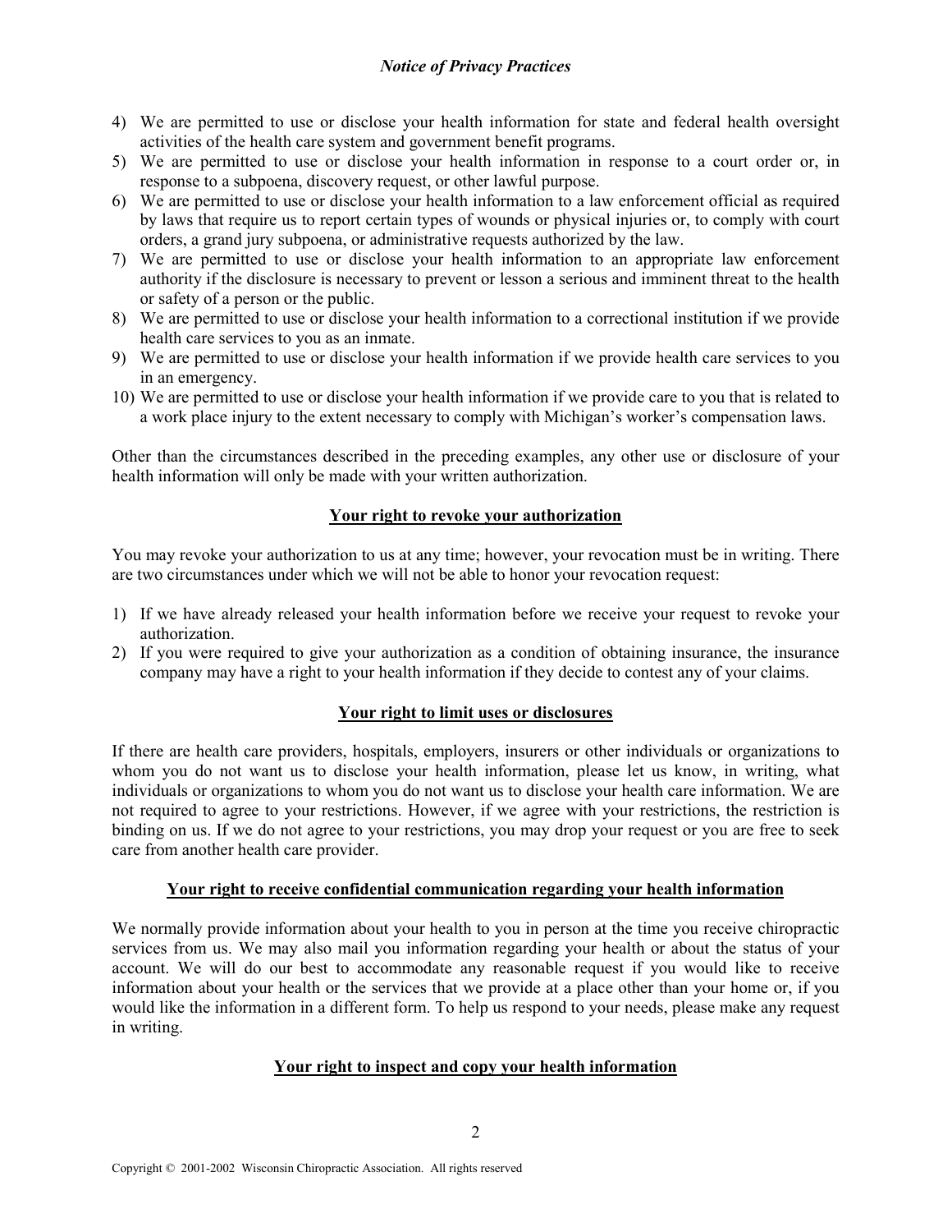4) We are permitted to use or disclose your health information for state and federal health oversight activities of the health care system and government benefit programs.
5) We are permitted to use or disclose your health information in response to a court order or, in response to a subpoena, discovery request, or other lawful purpose.
6) We are permitted to use or disclose your health information to a law enforcement official as required by laws that require us to report certain types of wounds or physical injuries or, to comply with court orders, a grand jury subpoena, or administrative requests authorized by the law.
7) We are permitted to use or disclose your health information to an appropriate law enforcement authority if the disclosure is necessary to prevent or lesson a serious and imminent threat to the health or safety of a person or the public.
8) We are permitted to use or disclose your health information to a correctional institution if we provide health care services to you as an inmate.
9) We are permitted to use or disclose your health information if we provide health care services to you in an emergency.
10) We are permitted to use or disclose your health information if we provide care to you that is related to a work place injury to the extent necessary to comply with Michigan's worker's compensation laws.

Other than the circumstances described in the preceding examples, any other use or disclosure of your health information will only be made with your written authorization.

## Your right to revoke your authorization

You may revoke your authorization to us at any time; however, your revocation must be in writing. There are two circumstances under which we will not be able to honor your revocation request:

1) If we have already released your health information before we receive your request to revoke your authorization.
2) If you were required to give your authorization as a condition of obtaining insurance, the insurance company may have a right to your health information if they decide to contest any of your claims.

## Your right to limit uses or disclosures

If there are health care providers, hospitals, employers, insurers or other individuals or organizations to whom you do not want us to disclose your health information, please let us know, in writing, what individuals or organizations to whom you do not want us to disclose your health care information. We are not required to agree to your restrictions. However, if we agree with your restrictions, the restriction is binding on us. If we do not agree to your restrictions, you may drop your request or you are free to seek care from another health care provider.

## Your right to receive confidential communication regarding your health information

We normally provide information about your health to you in person at the time you receive chiropractic services from us. We may also mail you information regarding your health or about the status of your account. We will do our best to accommodate any reasonable request if you would like to receive information about your health or the services that we provide at a place other than your home or, if you would like the information in a different form. To help us respond to your needs, please make any request in writing.

## Your right to inspect and copy your health information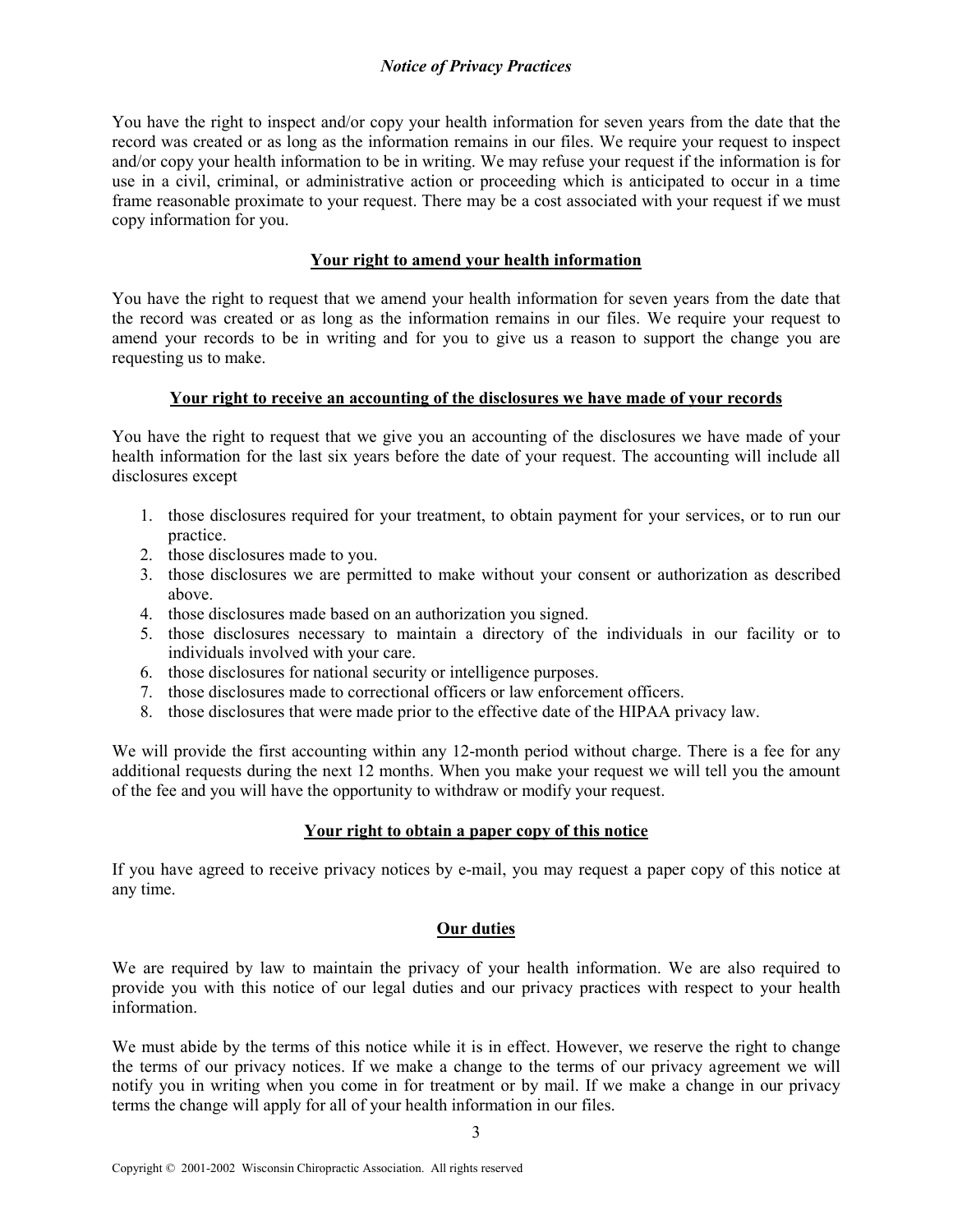You have the right to inspect and/or copy your health information for seven years from the date that the record was created or as long as the information remains in our files. We require your request to inspect and/or copy your health information to be in writing. We may refuse your request if the information is for use in a civil, criminal, or administrative action or proceeding which is anticipated to occur in a time frame reasonable proximate to your request. There may be a cost associated with your request if we must copy information for you.

## Your right to amend your health information

You have the right to request that we amend your health information for seven years from the date that the record was created or as long as the information remains in our files. We require your request to amend your records to be in writing and for you to give us a reason to support the change you are requesting us to make.

## Your right to receive an accounting of the disclosures we have made of your records

You have the right to request that we give you an accounting of the disclosures we have made of your health information for the last six years before the date of your request. The accounting will include all disclosures except

1. those disclosures required for your treatment, to obtain payment for your services, or to run our practice.
2. those disclosures made to you.
3. those disclosures we are permitted to make without your consent or authorization as described above.
4. those disclosures made based on an authorization you signed.
5. those disclosures necessary to maintain a directory of the individuals in our facility or to individuals involved with your care.
6. those disclosures for national security or intelligence purposes.
7. those disclosures made to correctional officers or law enforcement officers.
8. those disclosures that were made prior to the effective date of the HIPAA privacy law.

We will provide the first accounting within any 12-month period without charge. There is a fee for any additional requests during the next 12 months. When you make your request we will tell you the amount of the fee and you will have the opportunity to withdraw or modify your request.

## Your right to obtain a paper copy of this notice

If you have agreed to receive privacy notices by e-mail, you may request a paper copy of this notice at any time.

## Our duties

We are required by law to maintain the privacy of your health information. We are also required to provide you with this notice of our legal duties and our privacy practices with respect to your health information.

We must abide by the terms of this notice while it is in effect. However, we reserve the right to change the terms of our privacy notices. If we make a change to the terms of our privacy agreement we will notify you in writing when you come in for treatment or by mail. If we make a change in our privacy terms the change will apply for all of your health information in our files.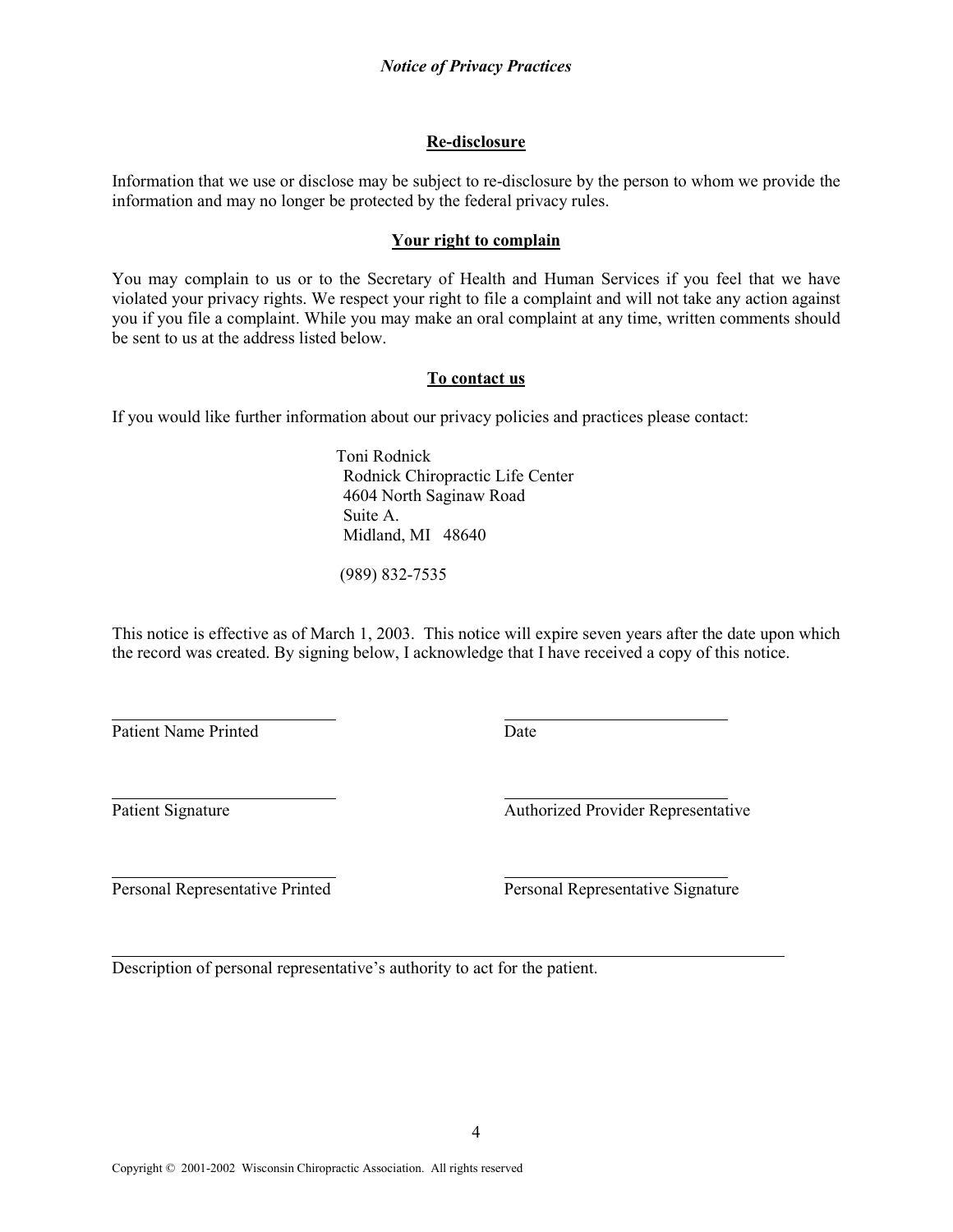## Re-disclosure

Information that we use or disclose may be subject to re-disclosure by the person to whom we provide the information and may no longer be protected by the federal privacy rules.

## Your right to complain

You may complain to us or to the Secretary of Health and Human Services if you feel that we have violated your privacy rights. We respect your right to file a complaint and will not take any action against you if you file a complaint. While you may make an oral complaint at any time, written comments should be sent to us at the address listed below.

## To contact us

If you would like further information about our privacy policies and practices please contact:

Toni Rodnick
Rodnick Chiropractic Life Center
4604 North Saginaw Road
Suite A.
Midland, MI 48640

(989) 832-7535

This notice is effective as of March 1, 2003. This notice will expire seven years after the date upon which the record was created. By signing below, I acknowledge that I have received a copy of this notice.

| | |
|---|---|
| \_\_\_\_\_\_\_\_\_\_\_\_\_\_\_\_\_\_\_\_\_\_\_\_\_\_ Patient Name Printed | \_\_\_\_\_\_\_\_\_\_\_\_\_\_\_\_\_\_\_\_\_\_\_\_\_\_ Date |
| \_\_\_\_\_\_\_\_\_\_\_\_\_\_\_\_\_\_\_\_\_\_\_\_\_\_ Patient Signature | \_\_\_\_\_\_\_\_\_\_\_\_\_\_\_\_\_\_\_\_\_\_\_\_\_\_ Authorized Provider Representative |
| \_\_\_\_\_\_\_\_\_\_\_\_\_\_\_\_\_\_\_\_\_\_\_\_\_\_ Personal Representative Printed | \_\_\_\_\_\_\_\_\_\_\_\_\_\_\_\_\_\_\_\_\_\_\_\_\_\_ Personal Representative Signature |

\_\_\_\_\_\_\_\_\_\_\_\_\_\_\_\_\_\_\_\_\_\_\_\_\_\_\_\_\_\_\_\_\_\_\_\_\_\_\_\_\_\_\_\_\_\_\_\_\_\_\_\_\_\_\_\_\_\_\_\_\_\_\_\_\_\_\_\_\_\_\_\_\_\_\_\_

Description of personal representative's authority to act for the patient.

Copyright © 2001-2002 Wisconsin Chiropractic Association. All rights reserved